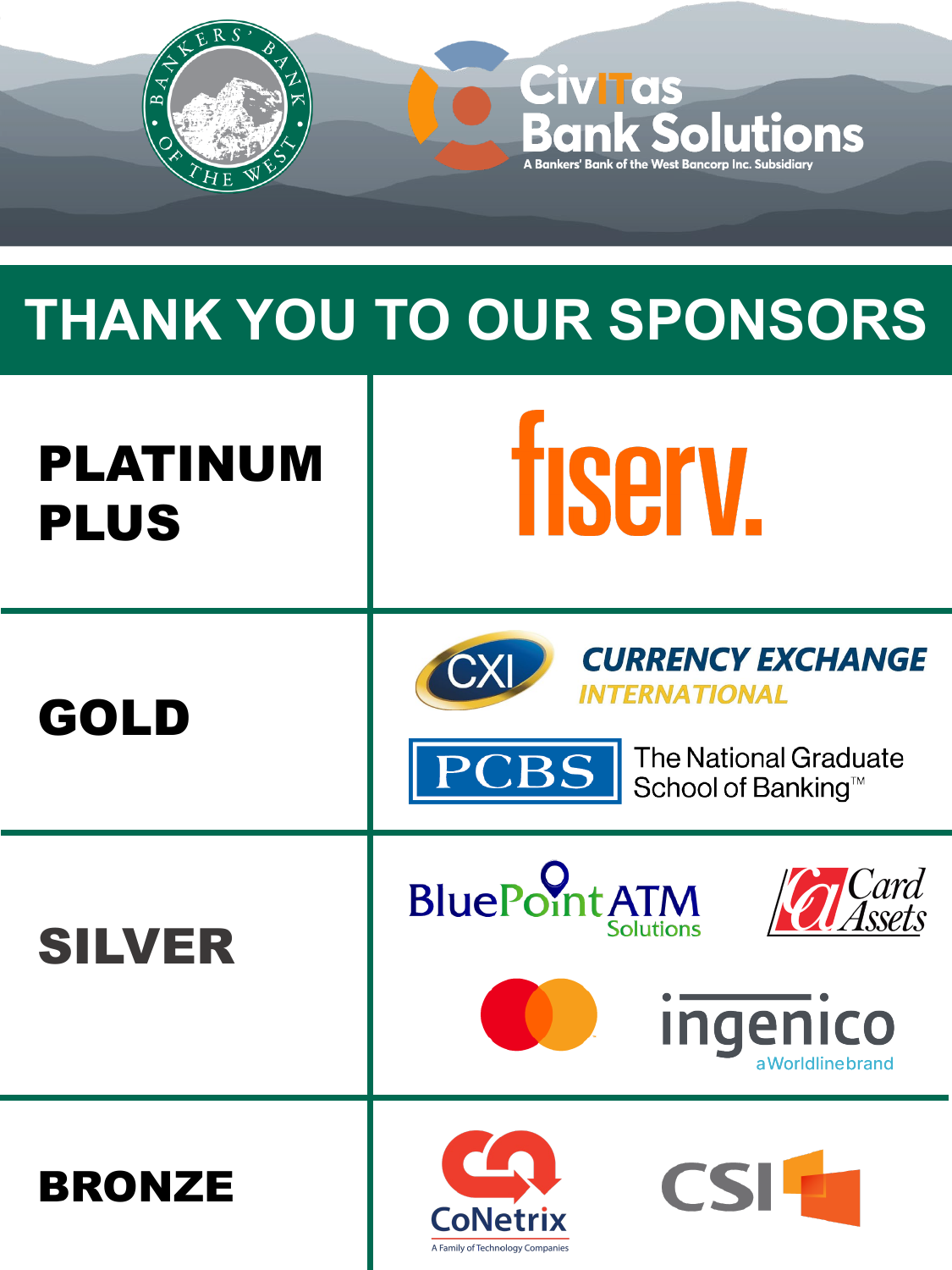Bankers' Bank of the West

CivITas Bank Solutions

A Bankers' Bank of the West Bancorp Inc. Subsidiary

# THANK YOU TO OUR SPONSORS

| Tier | Sponsors |
| --- | --- |
| **PLATINUM PLUS** | fiserv. |
| **GOLD** | CXI Currency Exchange International; PCBS The National Graduate School of Banking™ |
| **SILVER** | BluePoint ATM Solutions; Card Assets; Mastercard; ingenico a Worldline brand |
| **BRONZE** | CoNetrix A Family of Technology Companies; CSI |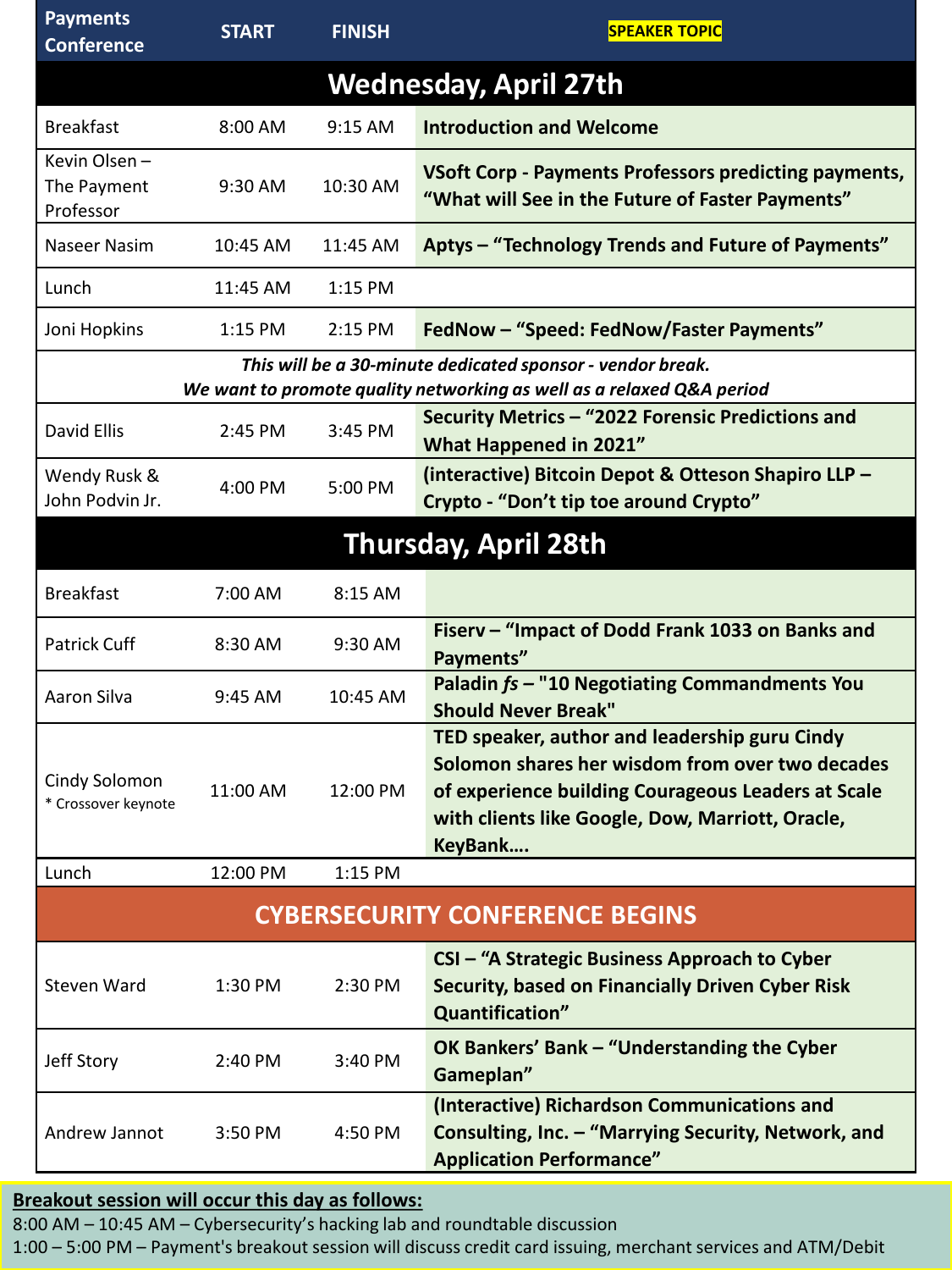| Payments Conference | START | FINISH | SPEAKER TOPIC |
|---|---|---|---|
| **Wednesday, April 27th** | | | |
| Breakfast | 8:00 AM | 9:15 AM | **Introduction and Welcome** |
| Kevin Olsen – The Payment Professor | 9:30 AM | 10:30 AM | **VSoft Corp - Payments Professors predicting payments, "What will See in the Future of Faster Payments"** |
| Naseer Nasim | 10:45 AM | 11:45 AM | **Aptys – "Technology Trends and Future of Payments"** |
| Lunch | 11:45 AM | 1:15 PM | |
| Joni Hopkins | 1:15 PM | 2:15 PM | **FedNow – "Speed: FedNow/Faster Payments"** |
| ***This will be a 30-minute dedicated sponsor - vendor break. We want to promote quality networking as well as a relaxed Q&A period*** | | | |
| David Ellis | 2:45 PM | 3:45 PM | **Security Metrics – "2022 Forensic Predictions and What Happened in 2021"** |
| Wendy Rusk & John Podvin Jr. | 4:00 PM | 5:00 PM | **(interactive) Bitcoin Depot & Otteson Shapiro LLP – Crypto - "Don't tip toe around Crypto"** |
| **Thursday, April 28th** | | | |
| Breakfast | 7:00 AM | 8:15 AM | |
| Patrick Cuff | 8:30 AM | 9:30 AM | **Fiserv – "Impact of Dodd Frank 1033 on Banks and Payments"** |
| Aaron Silva | 9:45 AM | 10:45 AM | **Paladin *fs* – "10 Negotiating Commandments You Should Never Break"** |
| Cindy Solomon * Crossover keynote | 11:00 AM | 12:00 PM | **TED speaker, author and leadership guru Cindy Solomon shares her wisdom from over two decades of experience building Courageous Leaders at Scale with clients like Google, Dow, Marriott, Oracle, KeyBank….** |
| Lunch | 12:00 PM | 1:15 PM | |
| **CYBERSECURITY CONFERENCE BEGINS** | | | |
| Steven Ward | 1:30 PM | 2:30 PM | **CSI – "A Strategic Business Approach to Cyber Security, based on Financially Driven Cyber Risk Quantification"** |
| Jeff Story | 2:40 PM | 3:40 PM | **OK Bankers' Bank – "Understanding the Cyber Gameplan"** |
| Andrew Jannot | 3:50 PM | 4:50 PM | **(Interactive) Richardson Communications and Consulting, Inc. – "Marrying Security, Network, and Application Performance"** |

**Breakout session will occur this day as follows:**

8:00 AM – 10:45 AM – Cybersecurity's hacking lab and roundtable discussion

1:00 – 5:00 PM – Payment's breakout session will discuss credit card issuing, merchant services and ATM/Debit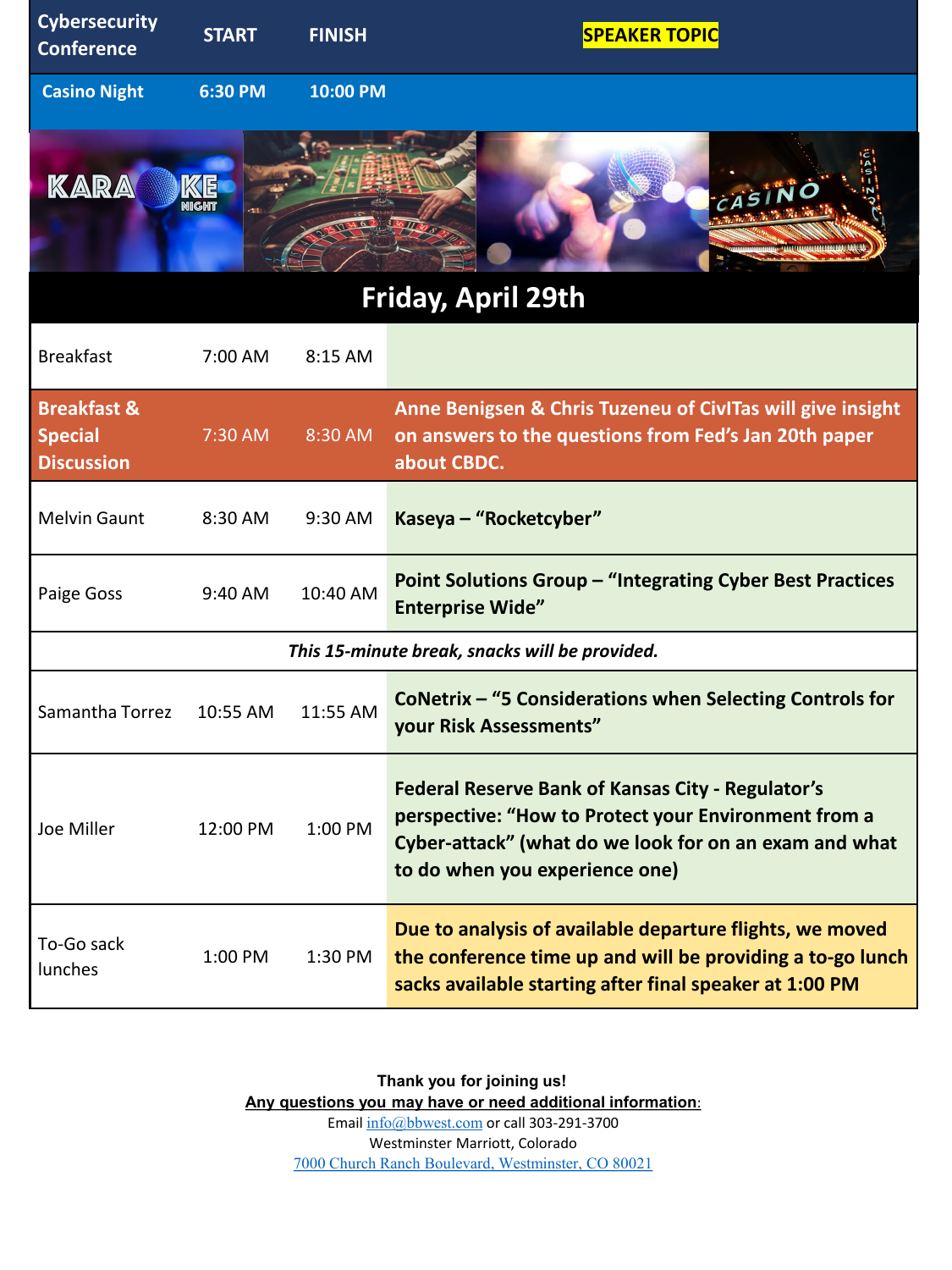| Cybersecurity Conference | START | FINISH | SPEAKER TOPIC |
|---|---|---|---|
| **Casino Night** | **6:30 PM** | **10:00 PM** | |

## Friday, April 29th

| | | | |
|---|---|---|---|
| Breakfast | 7:00 AM | 8:15 AM | |
| **Breakfast & Special Discussion** | 7:30 AM | 8:30 AM | **Anne Benigsen & Chris Tuzeneu of CivITas will give insight on answers to the questions from Fed's Jan 20th paper about CBDC.** |
| Melvin Gaunt | 8:30 AM | 9:30 AM | **Kaseya – "Rocketcyber"** |
| Paige Goss | 9:40 AM | 10:40 AM | **Point Solutions Group – "Integrating Cyber Best Practices Enterprise Wide"** |
| ***This 15-minute break, snacks will be provided.*** | | | |
| Samantha Torrez | 10:55 AM | 11:55 AM | **CoNetrix – "5 Considerations when Selecting Controls for your Risk Assessments"** |
| Joe Miller | 12:00 PM | 1:00 PM | **Federal Reserve Bank of Kansas City - Regulator's perspective: "How to Protect your Environment from a Cyber-attack" (what do we look for on an exam and what to do when you experience one)** |
| To-Go sack lunches | 1:00 PM | 1:30 PM | **Due to analysis of available departure flights, we moved the conference time up and will be providing a to-go lunch sacks available starting after final speaker at 1:00 PM** |

**Thank you for joining us!**

**Any questions you may have or need additional information:**

Email info@bbwest.com or call 303-291-3700

Westminster Marriott, Colorado

7000 Church Ranch Boulevard, Westminster, CO 80021